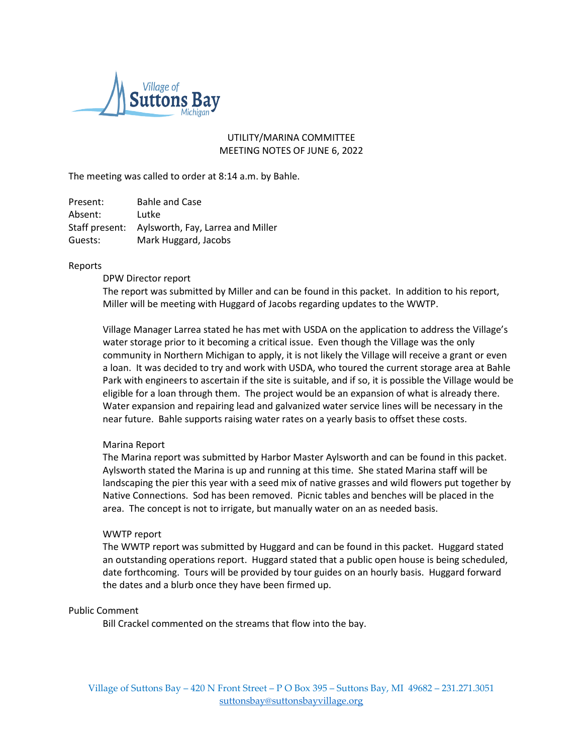UTILITY/MARINA COMMITTEE
MEETING NOTES OF JUNE 6, 2022

The meeting was called to order at 8:14 a.m. by Bahle.

| | |
|---|---|
| Present: | Bahle and Case |
| Absent: | Lutke |
| Staff present: | Aylsworth, Fay, Larrea and Miller |
| Guests: | Mark Huggard, Jacobs |

Reports

DPW Director report

The report was submitted by Miller and can be found in this packet. In addition to his report, Miller will be meeting with Huggard of Jacobs regarding updates to the WWTP.

Village Manager Larrea stated he has met with USDA on the application to address the Village's water storage prior to it becoming a critical issue. Even though the Village was the only community in Northern Michigan to apply, it is not likely the Village will receive a grant or even a loan. It was decided to try and work with USDA, who toured the current storage area at Bahle Park with engineers to ascertain if the site is suitable, and if so, it is possible the Village would be eligible for a loan through them. The project would be an expansion of what is already there. Water expansion and repairing lead and galvanized water service lines will be necessary in the near future. Bahle supports raising water rates on a yearly basis to offset these costs.

Marina Report

The Marina report was submitted by Harbor Master Aylsworth and can be found in this packet. Aylsworth stated the Marina is up and running at this time. She stated Marina staff will be landscaping the pier this year with a seed mix of native grasses and wild flowers put together by Native Connections. Sod has been removed. Picnic tables and benches will be placed in the area. The concept is not to irrigate, but manually water on an as needed basis.

WWTP report

The WWTP report was submitted by Huggard and can be found in this packet. Huggard stated an outstanding operations report. Huggard stated that a public open house is being scheduled, date forthcoming. Tours will be provided by tour guides on an hourly basis. Huggard forward the dates and a blurb once they have been firmed up.

Public Comment

Bill Crackel commented on the streams that flow into the bay.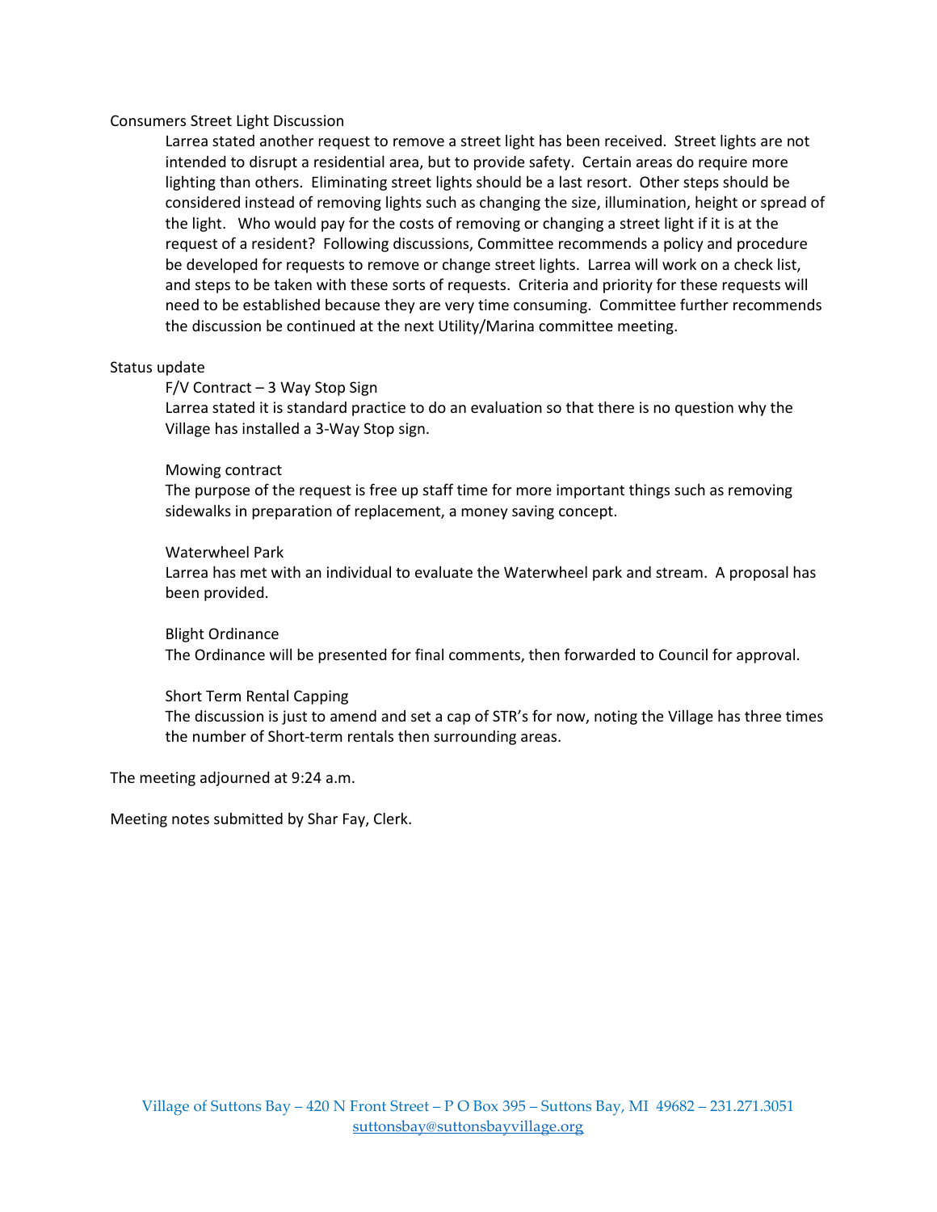Consumers Street Light Discussion

Larrea stated another request to remove a street light has been received. Street lights are not intended to disrupt a residential area, but to provide safety. Certain areas do require more lighting than others. Eliminating street lights should be a last resort. Other steps should be considered instead of removing lights such as changing the size, illumination, height or spread of the light. Who would pay for the costs of removing or changing a street light if it is at the request of a resident? Following discussions, Committee recommends a policy and procedure be developed for requests to remove or change street lights. Larrea will work on a check list, and steps to be taken with these sorts of requests. Criteria and priority for these requests will need to be established because they are very time consuming. Committee further recommends the discussion be continued at the next Utility/Marina committee meeting.

Status update

F/V Contract – 3 Way Stop Sign

Larrea stated it is standard practice to do an evaluation so that there is no question why the Village has installed a 3-Way Stop sign.

Mowing contract

The purpose of the request is free up staff time for more important things such as removing sidewalks in preparation of replacement, a money saving concept.

Waterwheel Park

Larrea has met with an individual to evaluate the Waterwheel park and stream. A proposal has been provided.

Blight Ordinance

The Ordinance will be presented for final comments, then forwarded to Council for approval.

Short Term Rental Capping

The discussion is just to amend and set a cap of STR's for now, noting the Village has three times the number of Short-term rentals then surrounding areas.

The meeting adjourned at 9:24 a.m.

Meeting notes submitted by Shar Fay, Clerk.